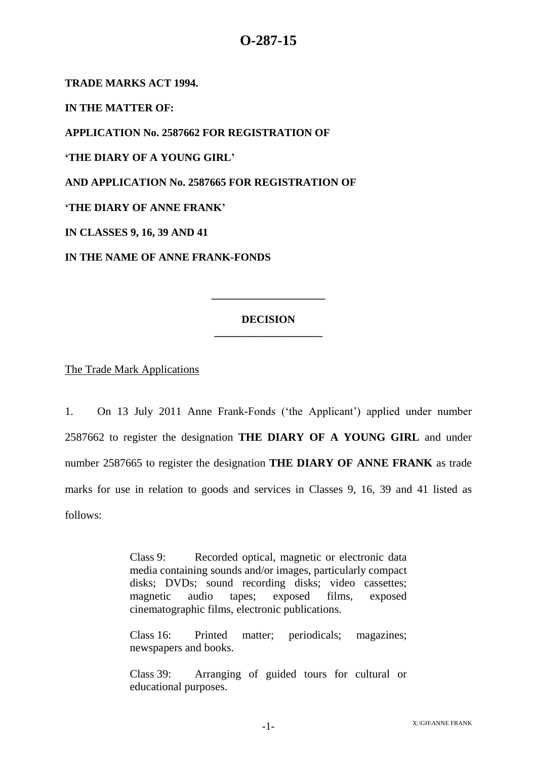# O-287-15

**TRADE MARKS ACT 1994.**

**IN THE MATTER OF:**

**APPLICATION No. 2587662 FOR REGISTRATION OF**

**'THE DIARY OF A YOUNG GIRL'**

**AND APPLICATION No. 2587665 FOR REGISTRATION OF**

**'THE DIARY OF ANNE FRANK'**

**IN CLASSES 9, 16, 39 AND 41**

**IN THE NAME OF ANNE FRANK-FONDS**

---

**DECISION**

---

## The Trade Mark Applications

1. On 13 July 2011 Anne Frank-Fonds ('the Applicant') applied under number 2587662 to register the designation **THE DIARY OF A YOUNG GIRL** and under number 2587665 to register the designation **THE DIARY OF ANNE FRANK** as trade marks for use in relation to goods and services in Classes 9, 16, 39 and 41 listed as follows:

> Class 9: Recorded optical, magnetic or electronic data media containing sounds and/or images, particularly compact disks; DVDs; sound recording disks; video cassettes; magnetic audio tapes; exposed films, exposed cinematographic films, electronic publications.
>
> Class 16: Printed matter; periodicals; magazines; newspapers and books.
>
> Class 39: Arranging of guided tours for cultural or educational purposes.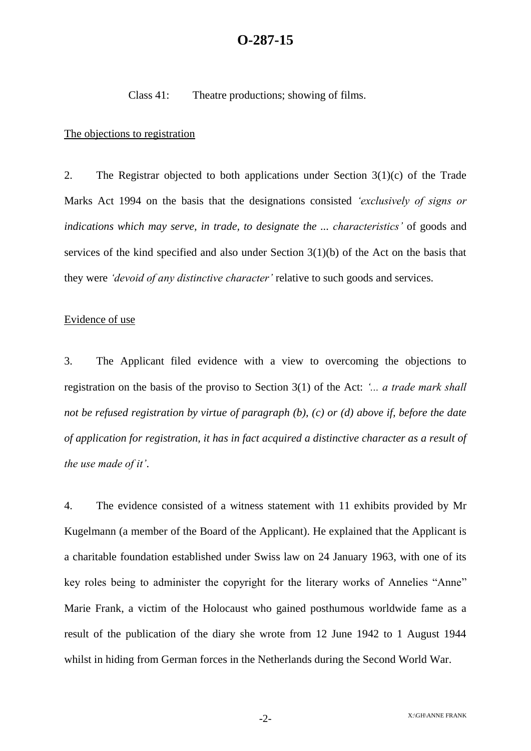Class 41: Theatre productions; showing of films.

The objections to registration

2. The Registrar objected to both applications under Section 3(1)(c) of the Trade Marks Act 1994 on the basis that the designations consisted *'exclusively of signs or indications which may serve, in trade, to designate the ... characteristics'* of goods and services of the kind specified and also under Section 3(1)(b) of the Act on the basis that they were *'devoid of any distinctive character'* relative to such goods and services.

Evidence of use

3. The Applicant filed evidence with a view to overcoming the objections to registration on the basis of the proviso to Section 3(1) of the Act: *'... a trade mark shall not be refused registration by virtue of paragraph (b), (c) or (d) above if, before the date of application for registration, it has in fact acquired a distinctive character as a result of the use made of it'*.

4. The evidence consisted of a witness statement with 11 exhibits provided by Mr Kugelmann (a member of the Board of the Applicant). He explained that the Applicant is a charitable foundation established under Swiss law on 24 January 1963, with one of its key roles being to administer the copyright for the literary works of Annelies "Anne" Marie Frank, a victim of the Holocaust who gained posthumous worldwide fame as a result of the publication of the diary she wrote from 12 June 1942 to 1 August 1944 whilst in hiding from German forces in the Netherlands during the Second World War.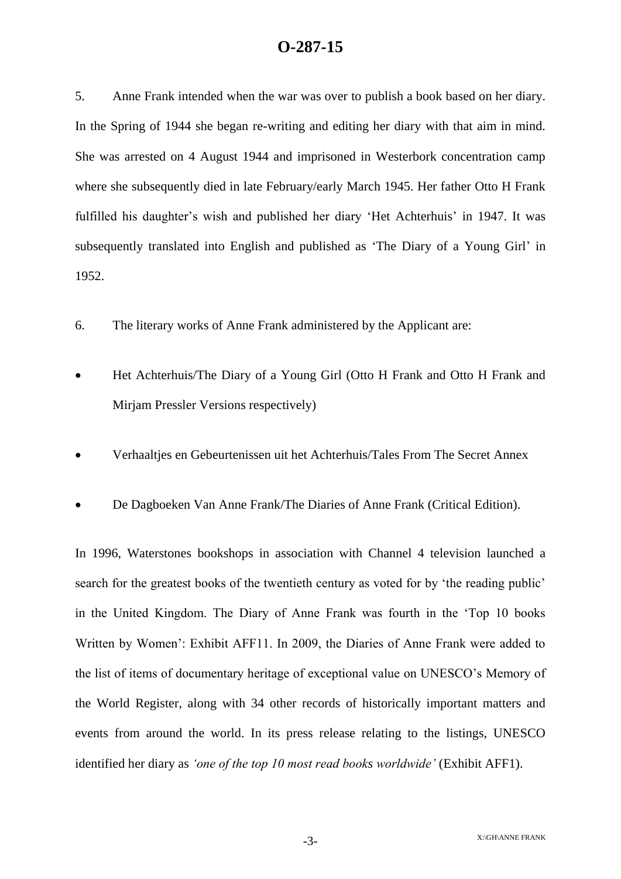5. Anne Frank intended when the war was over to publish a book based on her diary. In the Spring of 1944 she began re-writing and editing her diary with that aim in mind. She was arrested on 4 August 1944 and imprisoned in Westerbork concentration camp where she subsequently died in late February/early March 1945. Her father Otto H Frank fulfilled his daughter's wish and published her diary 'Het Achterhuis' in 1947. It was subsequently translated into English and published as 'The Diary of a Young Girl' in 1952.

6. The literary works of Anne Frank administered by the Applicant are:

- Het Achterhuis/The Diary of a Young Girl (Otto H Frank and Otto H Frank and Mirjam Pressler Versions respectively)
- Verhaaltjes en Gebeurtenissen uit het Achterhuis/Tales From The Secret Annex
- De Dagboeken Van Anne Frank/The Diaries of Anne Frank (Critical Edition).

In 1996, Waterstones bookshops in association with Channel 4 television launched a search for the greatest books of the twentieth century as voted for by 'the reading public' in the United Kingdom. The Diary of Anne Frank was fourth in the 'Top 10 books Written by Women': Exhibit AFF11. In 2009, the Diaries of Anne Frank were added to the list of items of documentary heritage of exceptional value on UNESCO's Memory of the World Register, along with 34 other records of historically important matters and events from around the world. In its press release relating to the listings, UNESCO identified her diary as *'one of the top 10 most read books worldwide'* (Exhibit AFF1).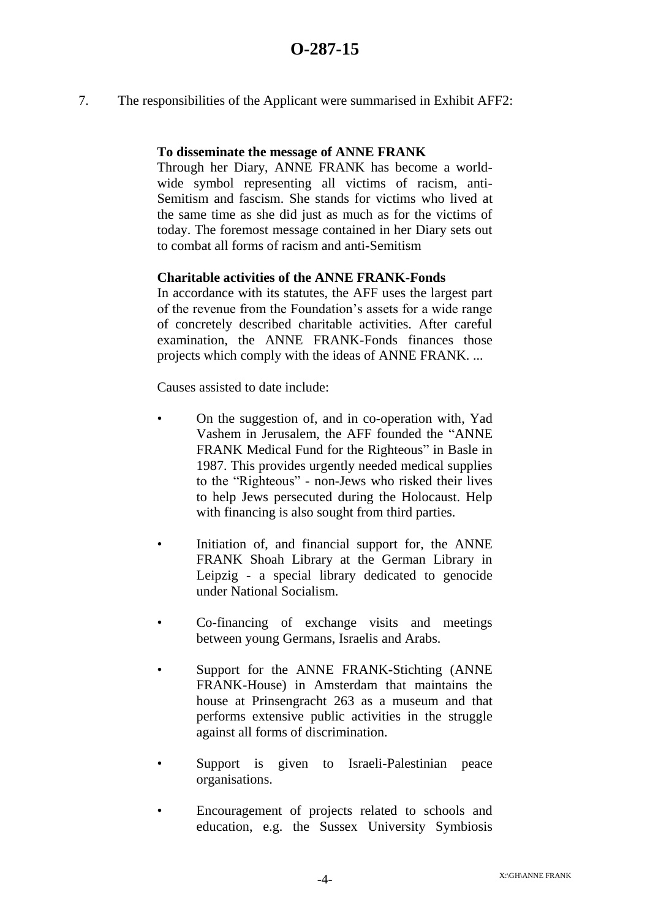7. The responsibilities of the Applicant were summarised in Exhibit AFF2:

> **To disseminate the message of ANNE FRANK**
>
> Through her Diary, ANNE FRANK has become a world-wide symbol representing all victims of racism, anti-Semitism and fascism. She stands for victims who lived at the same time as she did just as much as for the victims of today. The foremost message contained in her Diary sets out to combat all forms of racism and anti-Semitism
>
> **Charitable activities of the ANNE FRANK-Fonds**
>
> In accordance with its statutes, the AFF uses the largest part of the revenue from the Foundation's assets for a wide range of concretely described charitable activities. After careful examination, the ANNE FRANK-Fonds finances those projects which comply with the ideas of ANNE FRANK. ...
>
> Causes assisted to date include:
>
> - On the suggestion of, and in co-operation with, Yad Vashem in Jerusalem, the AFF founded the "ANNE FRANK Medical Fund for the Righteous" in Basle in 1987. This provides urgently needed medical supplies to the "Righteous" - non-Jews who risked their lives to help Jews persecuted during the Holocaust. Help with financing is also sought from third parties.
> - Initiation of, and financial support for, the ANNE FRANK Shoah Library at the German Library in Leipzig - a special library dedicated to genocide under National Socialism.
> - Co-financing of exchange visits and meetings between young Germans, Israelis and Arabs.
> - Support for the ANNE FRANK-Stichting (ANNE FRANK-House) in Amsterdam that maintains the house at Prinsengracht 263 as a museum and that performs extensive public activities in the struggle against all forms of discrimination.
> - Support is given to Israeli-Palestinian peace organisations.
> - Encouragement of projects related to schools and education, e.g. the Sussex University Symbiosis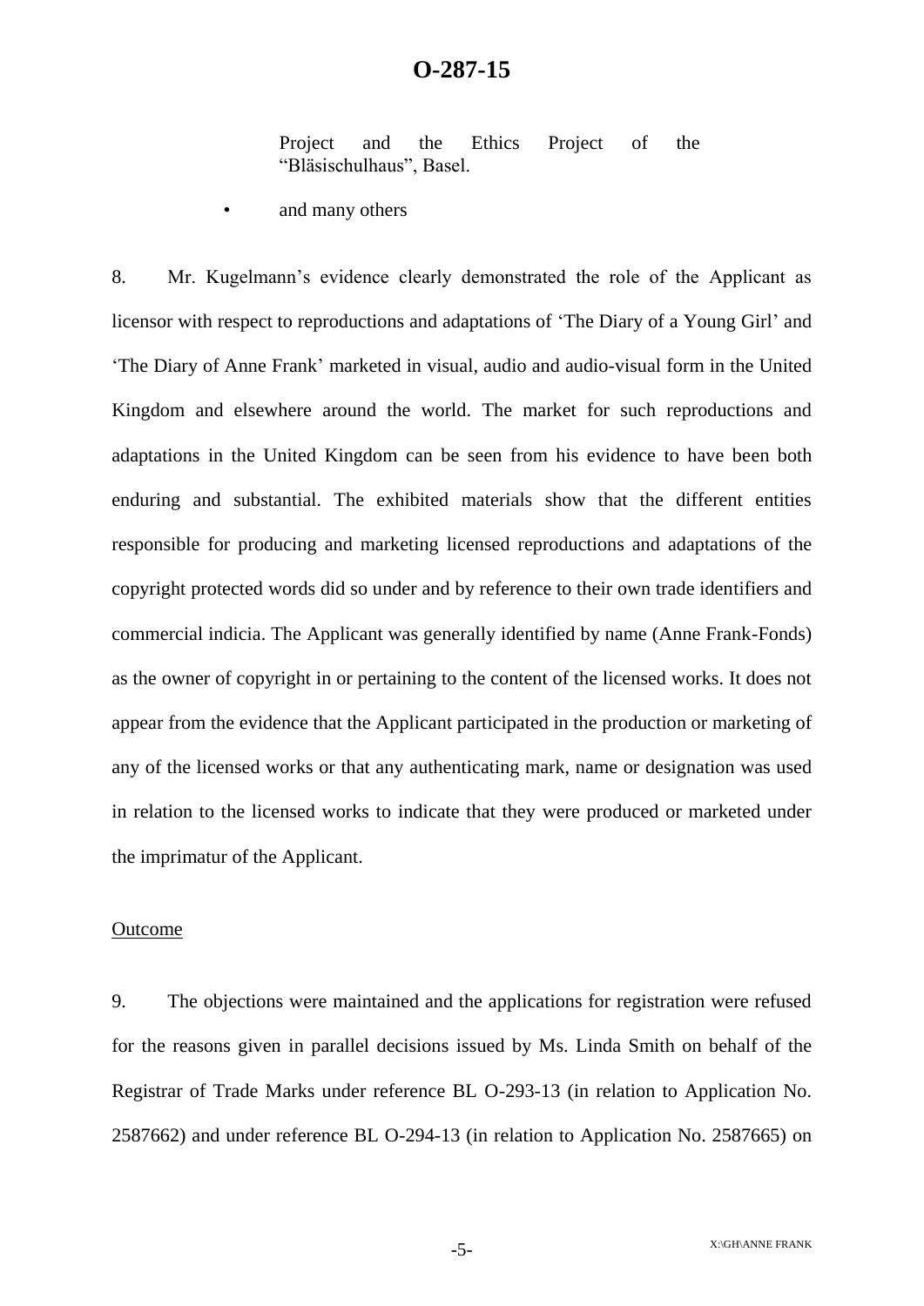Project and the Ethics Project of the "Bläsischulhaus", Basel.

- and many others

8. Mr. Kugelmann's evidence clearly demonstrated the role of the Applicant as licensor with respect to reproductions and adaptations of 'The Diary of a Young Girl' and 'The Diary of Anne Frank' marketed in visual, audio and audio-visual form in the United Kingdom and elsewhere around the world. The market for such reproductions and adaptations in the United Kingdom can be seen from his evidence to have been both enduring and substantial. The exhibited materials show that the different entities responsible for producing and marketing licensed reproductions and adaptations of the copyright protected words did so under and by reference to their own trade identifiers and commercial indicia. The Applicant was generally identified by name (Anne Frank-Fonds) as the owner of copyright in or pertaining to the content of the licensed works. It does not appear from the evidence that the Applicant participated in the production or marketing of any of the licensed works or that any authenticating mark, name or designation was used in relation to the licensed works to indicate that they were produced or marketed under the imprimatur of the Applicant.

Outcome

9. The objections were maintained and the applications for registration were refused for the reasons given in parallel decisions issued by Ms. Linda Smith on behalf of the Registrar of Trade Marks under reference BL O-293-13 (in relation to Application No. 2587662) and under reference BL O-294-13 (in relation to Application No. 2587665) on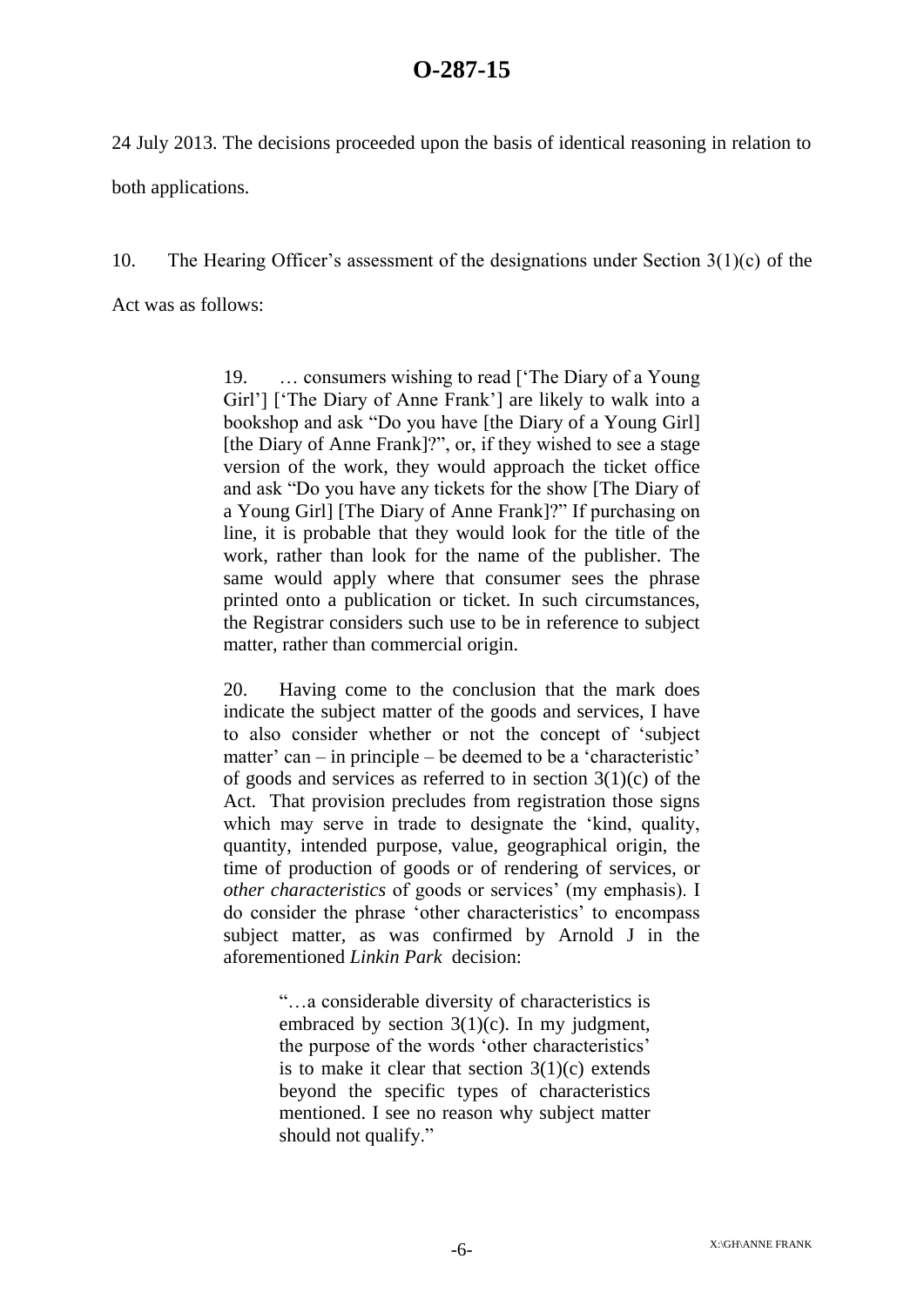24 July 2013. The decisions proceeded upon the basis of identical reasoning in relation to both applications.

10. The Hearing Officer's assessment of the designations under Section 3(1)(c) of the Act was as follows:

> 19. … consumers wishing to read ['The Diary of a Young Girl'] ['The Diary of Anne Frank'] are likely to walk into a bookshop and ask "Do you have [the Diary of a Young Girl] [the Diary of Anne Frank]?", or, if they wished to see a stage version of the work, they would approach the ticket office and ask "Do you have any tickets for the show [The Diary of a Young Girl] [The Diary of Anne Frank]?" If purchasing on line, it is probable that they would look for the title of the work, rather than look for the name of the publisher. The same would apply where that consumer sees the phrase printed onto a publication or ticket. In such circumstances, the Registrar considers such use to be in reference to subject matter, rather than commercial origin.
>
> 20. Having come to the conclusion that the mark does indicate the subject matter of the goods and services, I have to also consider whether or not the concept of 'subject matter' can – in principle – be deemed to be a 'characteristic' of goods and services as referred to in section 3(1)(c) of the Act. That provision precludes from registration those signs which may serve in trade to designate the 'kind, quality, quantity, intended purpose, value, geographical origin, the time of production of goods or of rendering of services, or *other characteristics* of goods or services' (my emphasis). I do consider the phrase 'other characteristics' to encompass subject matter, as was confirmed by Arnold J in the aforementioned *Linkin Park* decision:
>
> > "…a considerable diversity of characteristics is embraced by section 3(1)(c). In my judgment, the purpose of the words 'other characteristics' is to make it clear that section 3(1)(c) extends beyond the specific types of characteristics mentioned. I see no reason why subject matter should not qualify."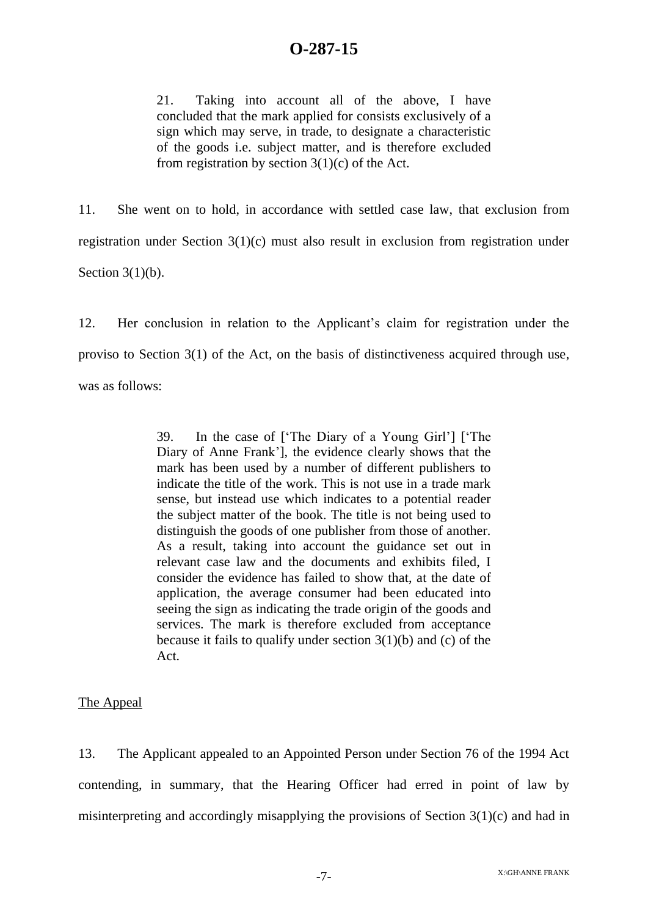> 21. Taking into account all of the above, I have concluded that the mark applied for consists exclusively of a sign which may serve, in trade, to designate a characteristic of the goods i.e. subject matter, and is therefore excluded from registration by section 3(1)(c) of the Act.

11. She went on to hold, in accordance with settled case law, that exclusion from registration under Section 3(1)(c) must also result in exclusion from registration under Section 3(1)(b).

12. Her conclusion in relation to the Applicant's claim for registration under the proviso to Section 3(1) of the Act, on the basis of distinctiveness acquired through use, was as follows:

> 39. In the case of ['The Diary of a Young Girl'] ['The Diary of Anne Frank'], the evidence clearly shows that the mark has been used by a number of different publishers to indicate the title of the work. This is not use in a trade mark sense, but instead use which indicates to a potential reader the subject matter of the book. The title is not being used to distinguish the goods of one publisher from those of another. As a result, taking into account the guidance set out in relevant case law and the documents and exhibits filed, I consider the evidence has failed to show that, at the date of application, the average consumer had been educated into seeing the sign as indicating the trade origin of the goods and services. The mark is therefore excluded from acceptance because it fails to qualify under section 3(1)(b) and (c) of the Act.

<u>The Appeal</u>

13. The Applicant appealed to an Appointed Person under Section 76 of the 1994 Act contending, in summary, that the Hearing Officer had erred in point of law by misinterpreting and accordingly misapplying the provisions of Section 3(1)(c) and had in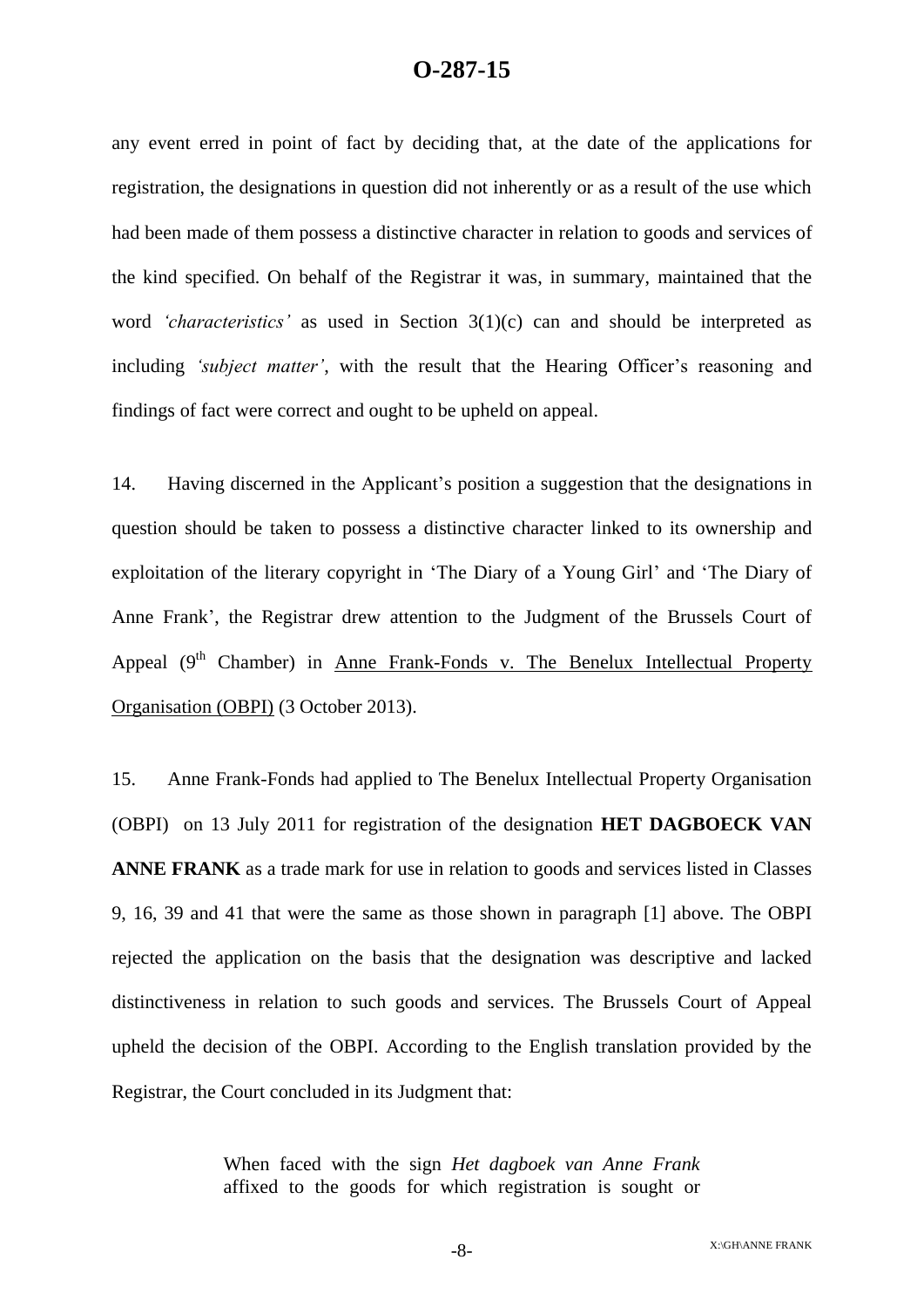any event erred in point of fact by deciding that, at the date of the applications for registration, the designations in question did not inherently or as a result of the use which had been made of them possess a distinctive character in relation to goods and services of the kind specified. On behalf of the Registrar it was, in summary, maintained that the word *'characteristics'* as used in Section 3(1)(c) can and should be interpreted as including *'subject matter'*, with the result that the Hearing Officer's reasoning and findings of fact were correct and ought to be upheld on appeal.

14. Having discerned in the Applicant's position a suggestion that the designations in question should be taken to possess a distinctive character linked to its ownership and exploitation of the literary copyright in 'The Diary of a Young Girl' and 'The Diary of Anne Frank', the Registrar drew attention to the Judgment of the Brussels Court of Appeal (9th Chamber) in Anne Frank-Fonds v. The Benelux Intellectual Property Organisation (OBPI) (3 October 2013).

15. Anne Frank-Fonds had applied to The Benelux Intellectual Property Organisation (OBPI) on 13 July 2011 for registration of the designation **HET DAGBOECK VAN ANNE FRANK** as a trade mark for use in relation to goods and services listed in Classes 9, 16, 39 and 41 that were the same as those shown in paragraph [1] above. The OBPI rejected the application on the basis that the designation was descriptive and lacked distinctiveness in relation to such goods and services. The Brussels Court of Appeal upheld the decision of the OBPI. According to the English translation provided by the Registrar, the Court concluded in its Judgment that:

> When faced with the sign *Het dagboek van Anne Frank* affixed to the goods for which registration is sought or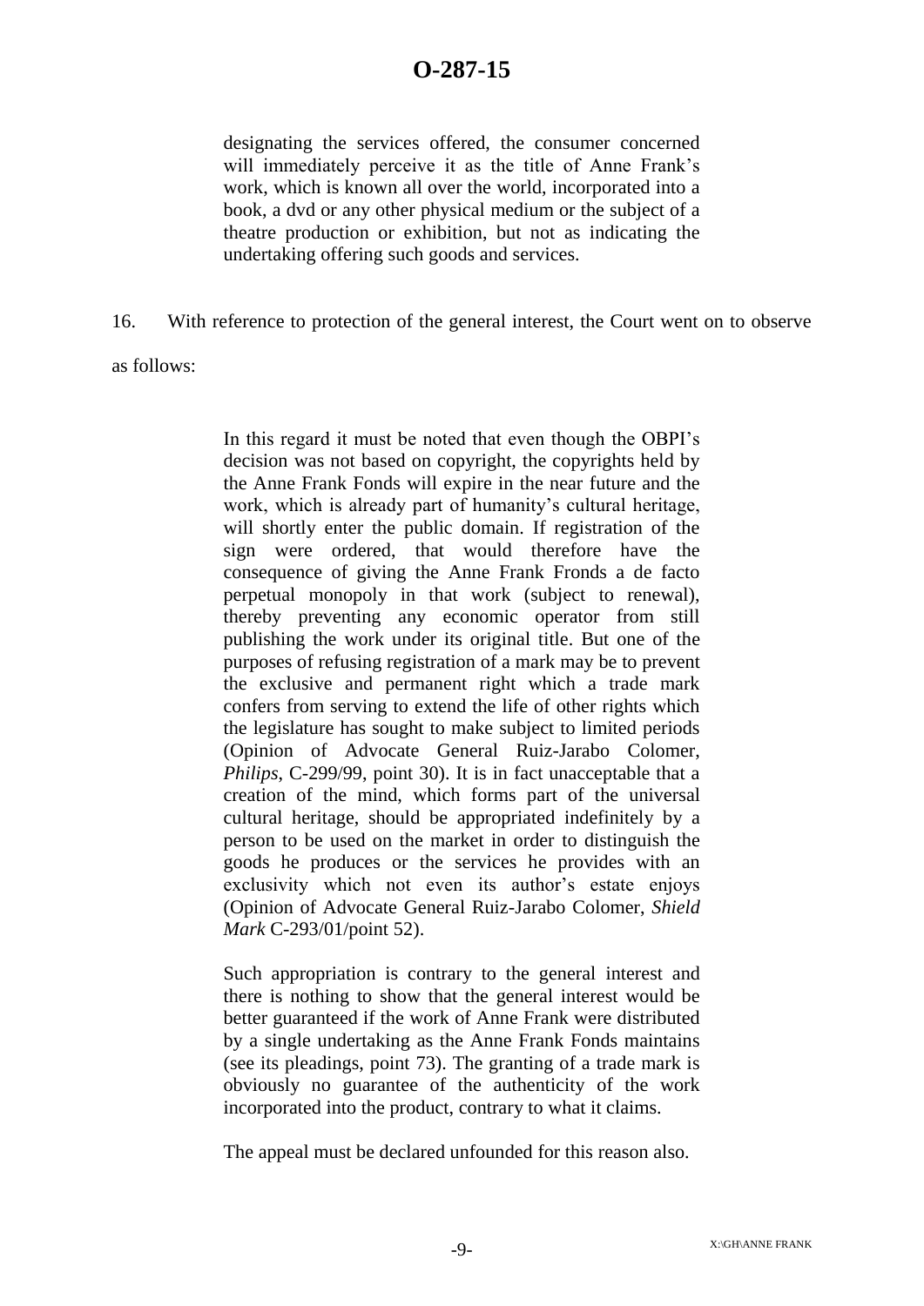designating the services offered, the consumer concerned will immediately perceive it as the title of Anne Frank's work, which is known all over the world, incorporated into a book, a dvd or any other physical medium or the subject of a theatre production or exhibition, but not as indicating the undertaking offering such goods and services.

16. With reference to protection of the general interest, the Court went on to observe as follows:

> In this regard it must be noted that even though the OBPI's decision was not based on copyright, the copyrights held by the Anne Frank Fonds will expire in the near future and the work, which is already part of humanity's cultural heritage, will shortly enter the public domain. If registration of the sign were ordered, that would therefore have the consequence of giving the Anne Frank Fronds a de facto perpetual monopoly in that work (subject to renewal), thereby preventing any economic operator from still publishing the work under its original title. But one of the purposes of refusing registration of a mark may be to prevent the exclusive and permanent right which a trade mark confers from serving to extend the life of other rights which the legislature has sought to make subject to limited periods (Opinion of Advocate General Ruiz-Jarabo Colomer, *Philips*, C-299/99, point 30). It is in fact unacceptable that a creation of the mind, which forms part of the universal cultural heritage, should be appropriated indefinitely by a person to be used on the market in order to distinguish the goods he produces or the services he provides with an exclusivity which not even its author's estate enjoys (Opinion of Advocate General Ruiz-Jarabo Colomer, *Shield Mark* C-293/01/point 52).
>
> Such appropriation is contrary to the general interest and there is nothing to show that the general interest would be better guaranteed if the work of Anne Frank were distributed by a single undertaking as the Anne Frank Fonds maintains (see its pleadings, point 73). The granting of a trade mark is obviously no guarantee of the authenticity of the work incorporated into the product, contrary to what it claims.
>
> The appeal must be declared unfounded for this reason also.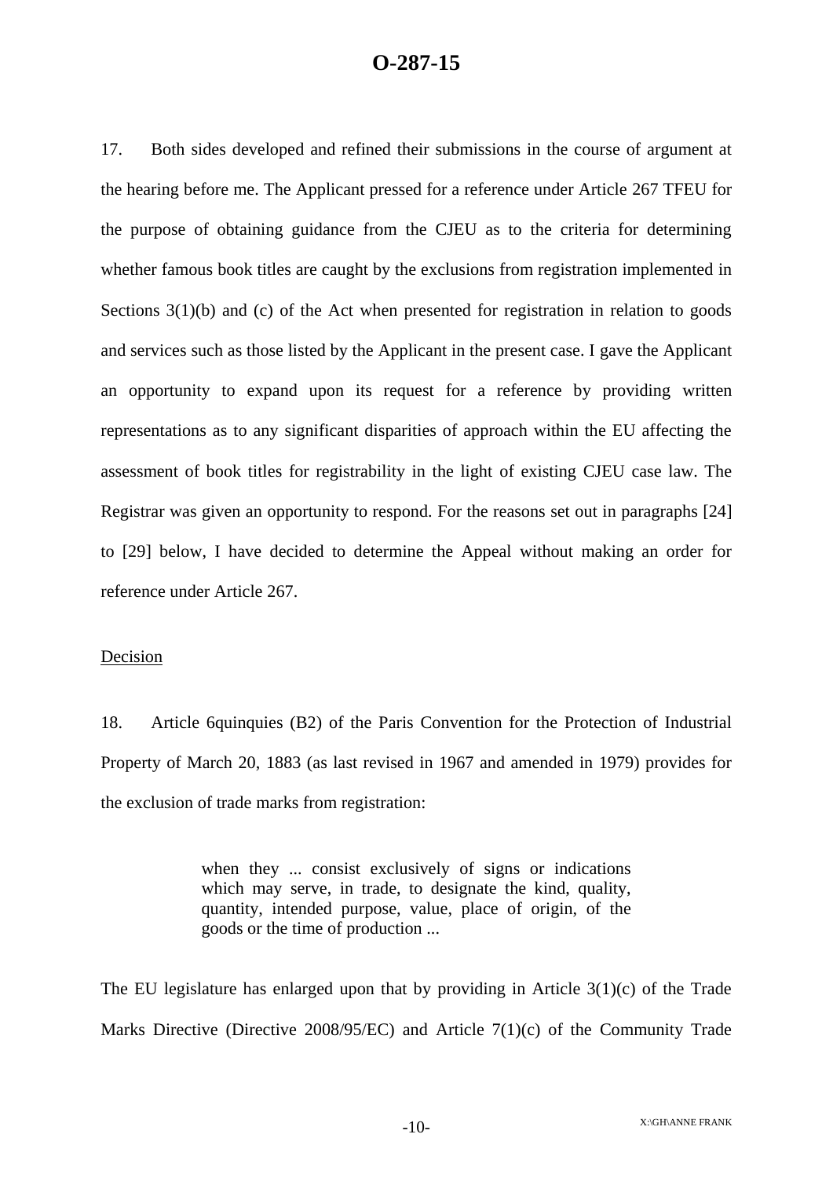17. Both sides developed and refined their submissions in the course of argument at the hearing before me. The Applicant pressed for a reference under Article 267 TFEU for the purpose of obtaining guidance from the CJEU as to the criteria for determining whether famous book titles are caught by the exclusions from registration implemented in Sections 3(1)(b) and (c) of the Act when presented for registration in relation to goods and services such as those listed by the Applicant in the present case. I gave the Applicant an opportunity to expand upon its request for a reference by providing written representations as to any significant disparities of approach within the EU affecting the assessment of book titles for registrability in the light of existing CJEU case law. The Registrar was given an opportunity to respond. For the reasons set out in paragraphs [24] to [29] below, I have decided to determine the Appeal without making an order for reference under Article 267.

Decision

18. Article 6quinquies (B2) of the Paris Convention for the Protection of Industrial Property of March 20, 1883 (as last revised in 1967 and amended in 1979) provides for the exclusion of trade marks from registration:

> when they ... consist exclusively of signs or indications which may serve, in trade, to designate the kind, quality, quantity, intended purpose, value, place of origin, of the goods or the time of production ...

The EU legislature has enlarged upon that by providing in Article 3(1)(c) of the Trade Marks Directive (Directive 2008/95/EC) and Article 7(1)(c) of the Community Trade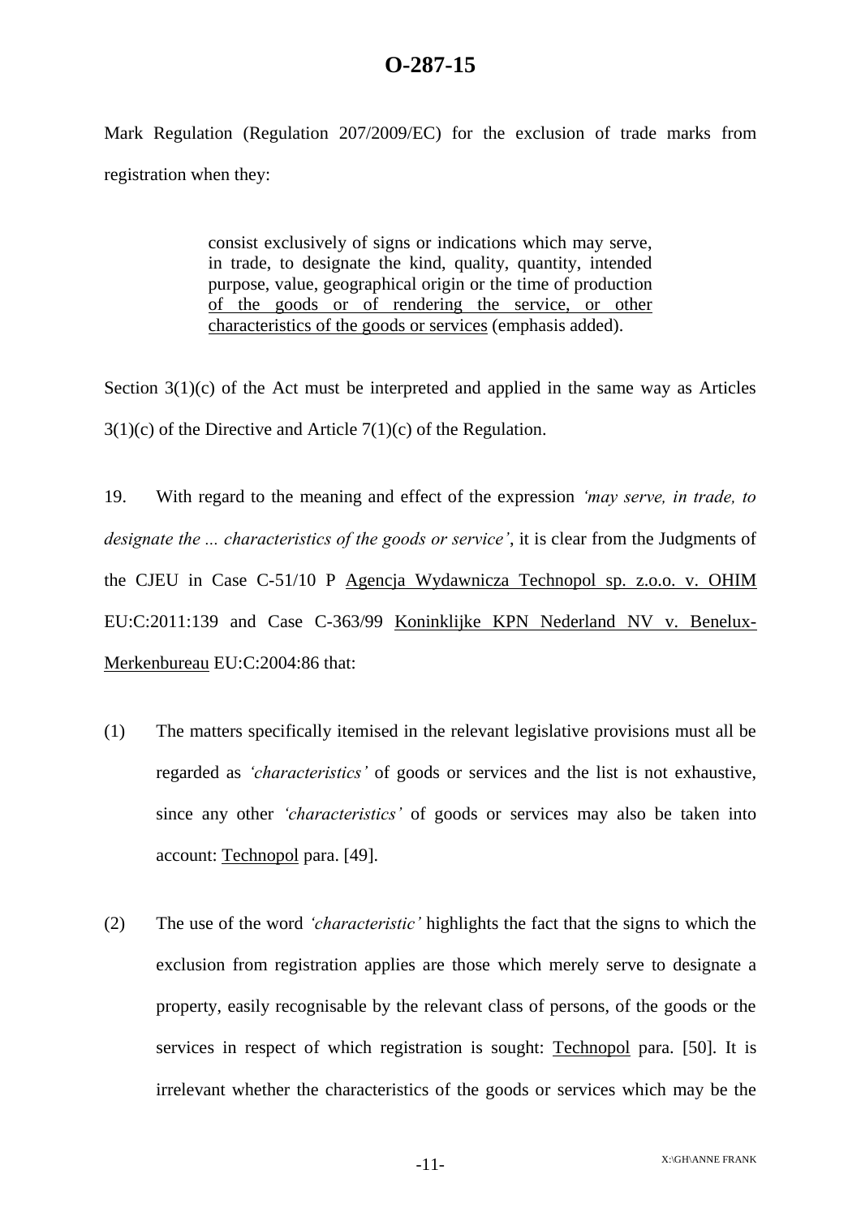Mark Regulation (Regulation 207/2009/EC) for the exclusion of trade marks from registration when they:

> consist exclusively of signs or indications which may serve, in trade, to designate the kind, quality, quantity, intended purpose, value, geographical origin or the time of production <u>of the goods or of rendering the service, or other characteristics of the goods or services</u> (emphasis added).

Section 3(1)(c) of the Act must be interpreted and applied in the same way as Articles 3(1)(c) of the Directive and Article 7(1)(c) of the Regulation.

19. With regard to the meaning and effect of the expression *'may serve, in trade, to designate the ... characteristics of the goods or service'*, it is clear from the Judgments of the CJEU in Case C-51/10 P <u>Agencja Wydawnicza Technopol sp. z.o.o. v. OHIM</u> EU:C:2011:139 and Case C-363/99 <u>Koninklijke KPN Nederland NV v. Benelux-Merkenbureau</u> EU:C:2004:86 that:

(1) The matters specifically itemised in the relevant legislative provisions must all be regarded as *'characteristics'* of goods or services and the list is not exhaustive, since any other *'characteristics'* of goods or services may also be taken into account: <u>Technopol</u> para. [49].

(2) The use of the word *'characteristic'* highlights the fact that the signs to which the exclusion from registration applies are those which merely serve to designate a property, easily recognisable by the relevant class of persons, of the goods or the services in respect of which registration is sought: <u>Technopol</u> para. [50]. It is irrelevant whether the characteristics of the goods or services which may be the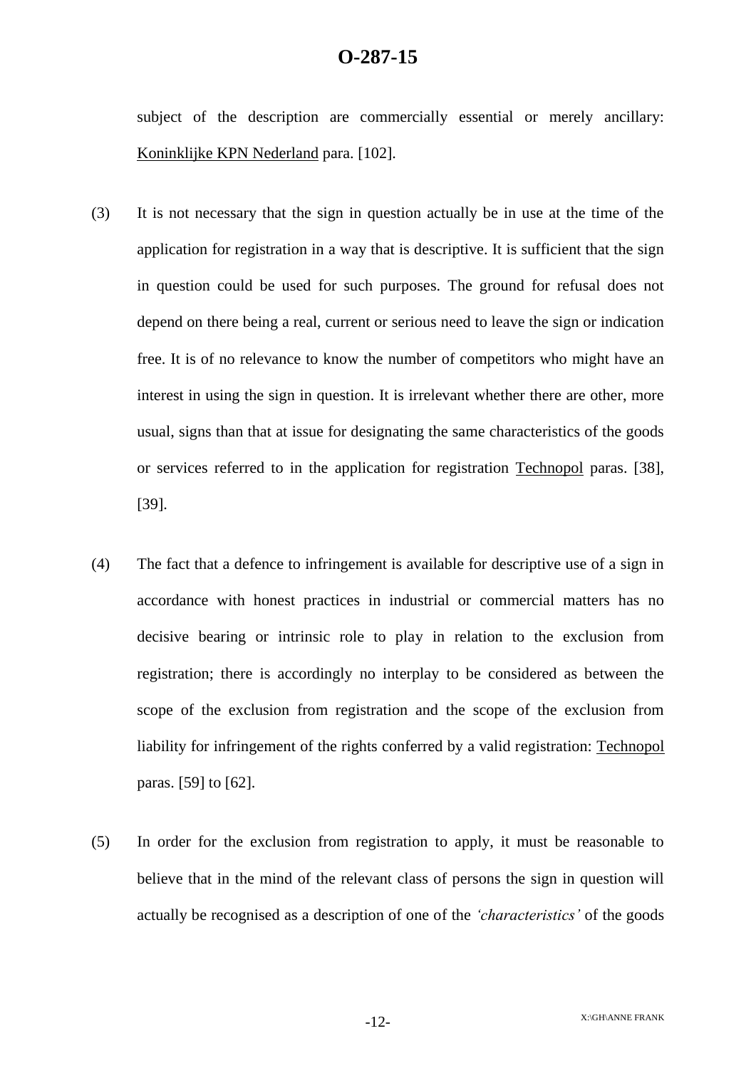subject of the description are commercially essential or merely ancillary: <u>Koninklijke KPN Nederland</u> para. [102].

(3) It is not necessary that the sign in question actually be in use at the time of the application for registration in a way that is descriptive. It is sufficient that the sign in question could be used for such purposes. The ground for refusal does not depend on there being a real, current or serious need to leave the sign or indication free. It is of no relevance to know the number of competitors who might have an interest in using the sign in question. It is irrelevant whether there are other, more usual, signs than that at issue for designating the same characteristics of the goods or services referred to in the application for registration <u>Technopol</u> paras. [38], [39].

(4) The fact that a defence to infringement is available for descriptive use of a sign in accordance with honest practices in industrial or commercial matters has no decisive bearing or intrinsic role to play in relation to the exclusion from registration; there is accordingly no interplay to be considered as between the scope of the exclusion from registration and the scope of the exclusion from liability for infringement of the rights conferred by a valid registration: <u>Technopol</u> paras. [59] to [62].

(5) In order for the exclusion from registration to apply, it must be reasonable to believe that in the mind of the relevant class of persons the sign in question will actually be recognised as a description of one of the *'characteristics'* of the goods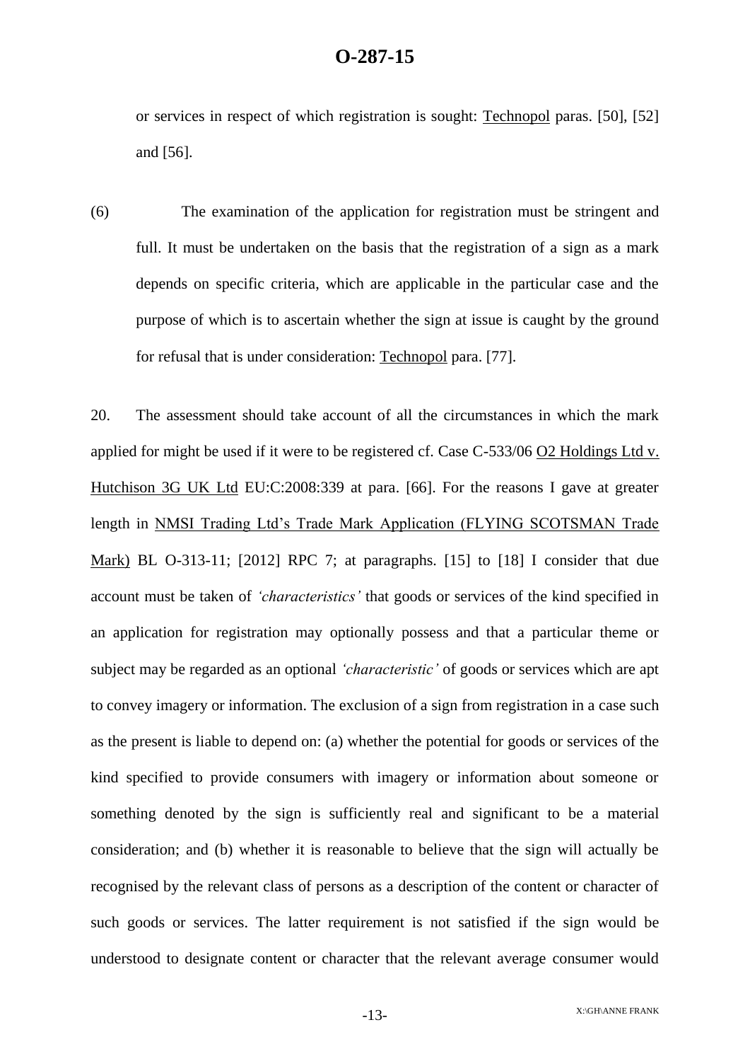or services in respect of which registration is sought: Technopol paras. [50], [52] and [56].

(6) The examination of the application for registration must be stringent and full. It must be undertaken on the basis that the registration of a sign as a mark depends on specific criteria, which are applicable in the particular case and the purpose of which is to ascertain whether the sign at issue is caught by the ground for refusal that is under consideration: Technopol para. [77].

20. The assessment should take account of all the circumstances in which the mark applied for might be used if it were to be registered cf. Case C-533/06 O2 Holdings Ltd v. Hutchison 3G UK Ltd EU:C:2008:339 at para. [66]. For the reasons I gave at greater length in NMSI Trading Ltd's Trade Mark Application (FLYING SCOTSMAN Trade Mark) BL O-313-11; [2012] RPC 7; at paragraphs. [15] to [18] I consider that due account must be taken of *'characteristics'* that goods or services of the kind specified in an application for registration may optionally possess and that a particular theme or subject may be regarded as an optional *'characteristic'* of goods or services which are apt to convey imagery or information. The exclusion of a sign from registration in a case such as the present is liable to depend on: (a) whether the potential for goods or services of the kind specified to provide consumers with imagery or information about someone or something denoted by the sign is sufficiently real and significant to be a material consideration; and (b) whether it is reasonable to believe that the sign will actually be recognised by the relevant class of persons as a description of the content or character of such goods or services. The latter requirement is not satisfied if the sign would be understood to designate content or character that the relevant average consumer would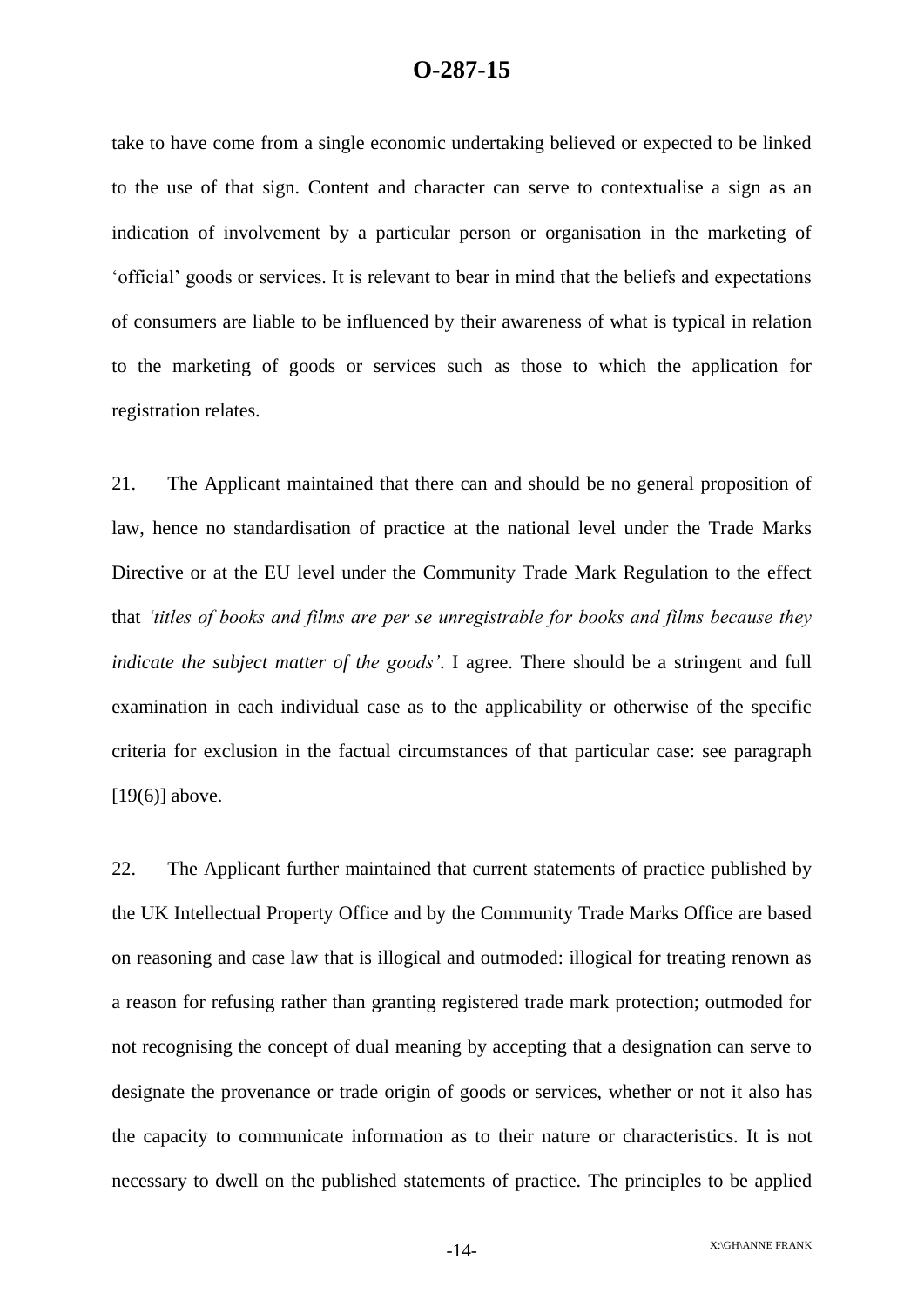take to have come from a single economic undertaking believed or expected to be linked to the use of that sign. Content and character can serve to contextualise a sign as an indication of involvement by a particular person or organisation in the marketing of 'official' goods or services. It is relevant to bear in mind that the beliefs and expectations of consumers are liable to be influenced by their awareness of what is typical in relation to the marketing of goods or services such as those to which the application for registration relates.

21. The Applicant maintained that there can and should be no general proposition of law, hence no standardisation of practice at the national level under the Trade Marks Directive or at the EU level under the Community Trade Mark Regulation to the effect that *'titles of books and films are per se unregistrable for books and films because they indicate the subject matter of the goods'*. I agree. There should be a stringent and full examination in each individual case as to the applicability or otherwise of the specific criteria for exclusion in the factual circumstances of that particular case: see paragraph [19(6)] above.

22. The Applicant further maintained that current statements of practice published by the UK Intellectual Property Office and by the Community Trade Marks Office are based on reasoning and case law that is illogical and outmoded: illogical for treating renown as a reason for refusing rather than granting registered trade mark protection; outmoded for not recognising the concept of dual meaning by accepting that a designation can serve to designate the provenance or trade origin of goods or services, whether or not it also has the capacity to communicate information as to their nature or characteristics. It is not necessary to dwell on the published statements of practice. The principles to be applied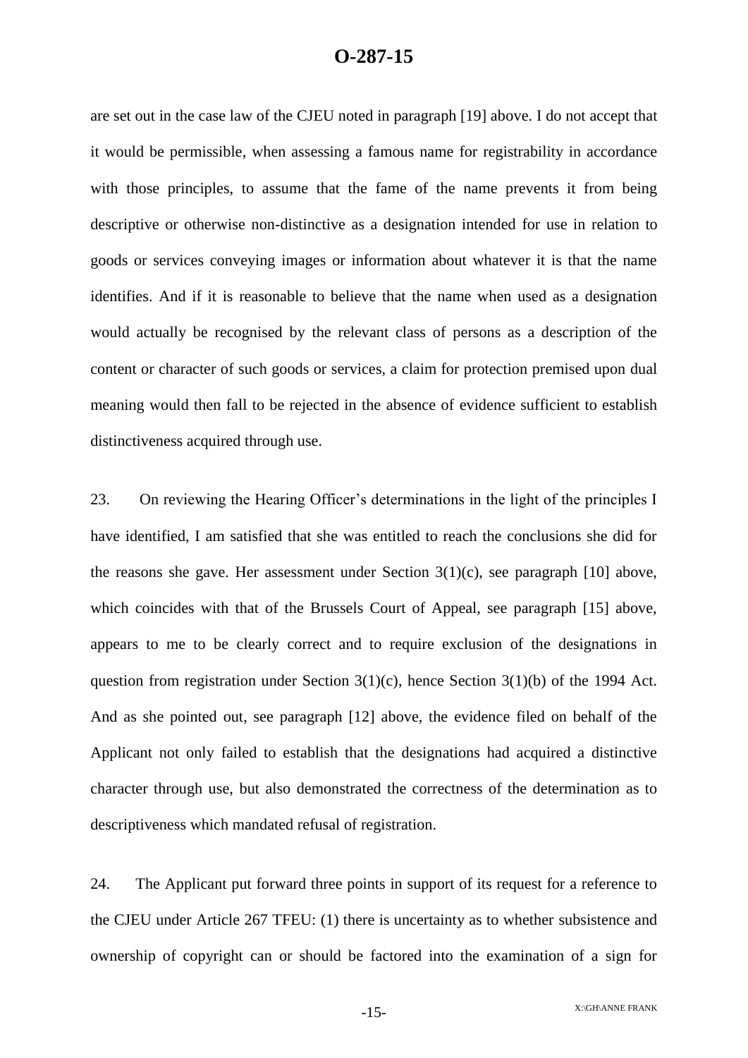are set out in the case law of the CJEU noted in paragraph [19] above. I do not accept that it would be permissible, when assessing a famous name for registrability in accordance with those principles, to assume that the fame of the name prevents it from being descriptive or otherwise non-distinctive as a designation intended for use in relation to goods or services conveying images or information about whatever it is that the name identifies. And if it is reasonable to believe that the name when used as a designation would actually be recognised by the relevant class of persons as a description of the content or character of such goods or services, a claim for protection premised upon dual meaning would then fall to be rejected in the absence of evidence sufficient to establish distinctiveness acquired through use.

23. On reviewing the Hearing Officer's determinations in the light of the principles I have identified, I am satisfied that she was entitled to reach the conclusions she did for the reasons she gave. Her assessment under Section 3(1)(c), see paragraph [10] above, which coincides with that of the Brussels Court of Appeal, see paragraph [15] above, appears to me to be clearly correct and to require exclusion of the designations in question from registration under Section 3(1)(c), hence Section 3(1)(b) of the 1994 Act. And as she pointed out, see paragraph [12] above, the evidence filed on behalf of the Applicant not only failed to establish that the designations had acquired a distinctive character through use, but also demonstrated the correctness of the determination as to descriptiveness which mandated refusal of registration.

24. The Applicant put forward three points in support of its request for a reference to the CJEU under Article 267 TFEU: (1) there is uncertainty as to whether subsistence and ownership of copyright can or should be factored into the examination of a sign for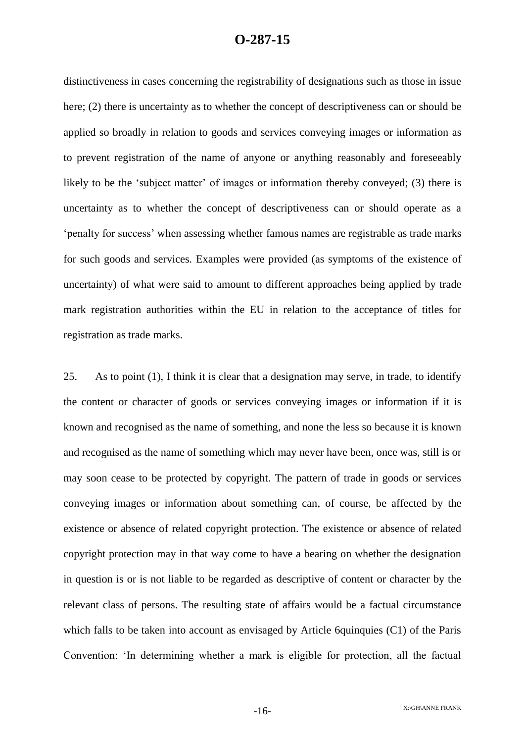distinctiveness in cases concerning the registrability of designations such as those in issue here; (2) there is uncertainty as to whether the concept of descriptiveness can or should be applied so broadly in relation to goods and services conveying images or information as to prevent registration of the name of anyone or anything reasonably and foreseeably likely to be the 'subject matter' of images or information thereby conveyed; (3) there is uncertainty as to whether the concept of descriptiveness can or should operate as a 'penalty for success' when assessing whether famous names are registrable as trade marks for such goods and services. Examples were provided (as symptoms of the existence of uncertainty) of what were said to amount to different approaches being applied by trade mark registration authorities within the EU in relation to the acceptance of titles for registration as trade marks.

25. As to point (1), I think it is clear that a designation may serve, in trade, to identify the content or character of goods or services conveying images or information if it is known and recognised as the name of something, and none the less so because it is known and recognised as the name of something which may never have been, once was, still is or may soon cease to be protected by copyright. The pattern of trade in goods or services conveying images or information about something can, of course, be affected by the existence or absence of related copyright protection. The existence or absence of related copyright protection may in that way come to have a bearing on whether the designation in question is or is not liable to be regarded as descriptive of content or character by the relevant class of persons. The resulting state of affairs would be a factual circumstance which falls to be taken into account as envisaged by Article 6quinquies (C1) of the Paris Convention: 'In determining whether a mark is eligible for protection, all the factual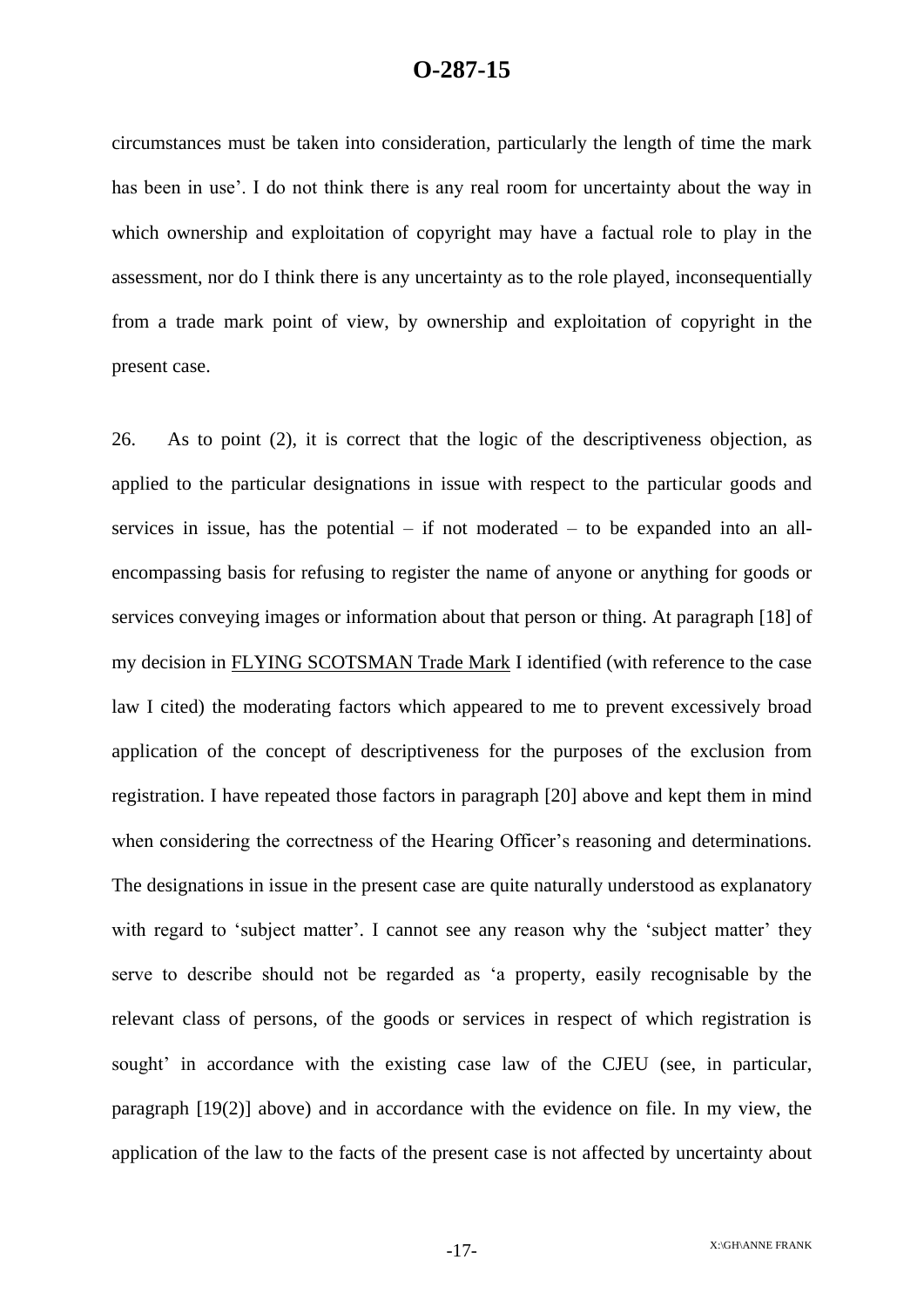circumstances must be taken into consideration, particularly the length of time the mark has been in use'. I do not think there is any real room for uncertainty about the way in which ownership and exploitation of copyright may have a factual role to play in the assessment, nor do I think there is any uncertainty as to the role played, inconsequentially from a trade mark point of view, by ownership and exploitation of copyright in the present case.

26. As to point (2), it is correct that the logic of the descriptiveness objection, as applied to the particular designations in issue with respect to the particular goods and services in issue, has the potential – if not moderated – to be expanded into an all-encompassing basis for refusing to register the name of anyone or anything for goods or services conveying images or information about that person or thing. At paragraph [18] of my decision in FLYING SCOTSMAN Trade Mark I identified (with reference to the case law I cited) the moderating factors which appeared to me to prevent excessively broad application of the concept of descriptiveness for the purposes of the exclusion from registration. I have repeated those factors in paragraph [20] above and kept them in mind when considering the correctness of the Hearing Officer's reasoning and determinations. The designations in issue in the present case are quite naturally understood as explanatory with regard to 'subject matter'. I cannot see any reason why the 'subject matter' they serve to describe should not be regarded as 'a property, easily recognisable by the relevant class of persons, of the goods or services in respect of which registration is sought' in accordance with the existing case law of the CJEU (see, in particular, paragraph [19(2)] above) and in accordance with the evidence on file. In my view, the application of the law to the facts of the present case is not affected by uncertainty about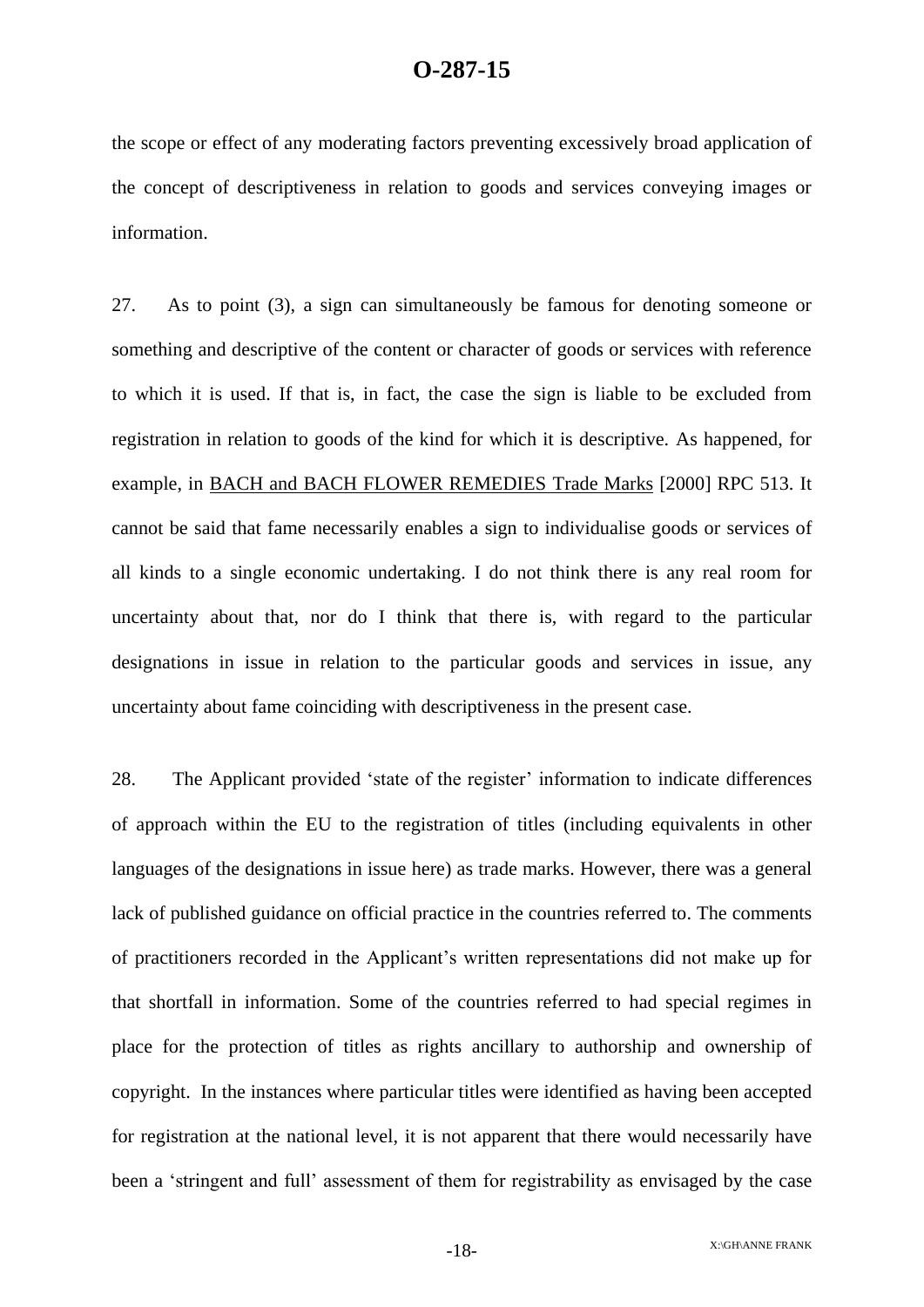the scope or effect of any moderating factors preventing excessively broad application of the concept of descriptiveness in relation to goods and services conveying images or information.

27. As to point (3), a sign can simultaneously be famous for denoting someone or something and descriptive of the content or character of goods or services with reference to which it is used. If that is, in fact, the case the sign is liable to be excluded from registration in relation to goods of the kind for which it is descriptive. As happened, for example, in BACH and BACH FLOWER REMEDIES Trade Marks [2000] RPC 513. It cannot be said that fame necessarily enables a sign to individualise goods or services of all kinds to a single economic undertaking. I do not think there is any real room for uncertainty about that, nor do I think that there is, with regard to the particular designations in issue in relation to the particular goods and services in issue, any uncertainty about fame coinciding with descriptiveness in the present case.

28. The Applicant provided 'state of the register' information to indicate differences of approach within the EU to the registration of titles (including equivalents in other languages of the designations in issue here) as trade marks. However, there was a general lack of published guidance on official practice in the countries referred to. The comments of practitioners recorded in the Applicant's written representations did not make up for that shortfall in information. Some of the countries referred to had special regimes in place for the protection of titles as rights ancillary to authorship and ownership of copyright. In the instances where particular titles were identified as having been accepted for registration at the national level, it is not apparent that there would necessarily have been a 'stringent and full' assessment of them for registrability as envisaged by the case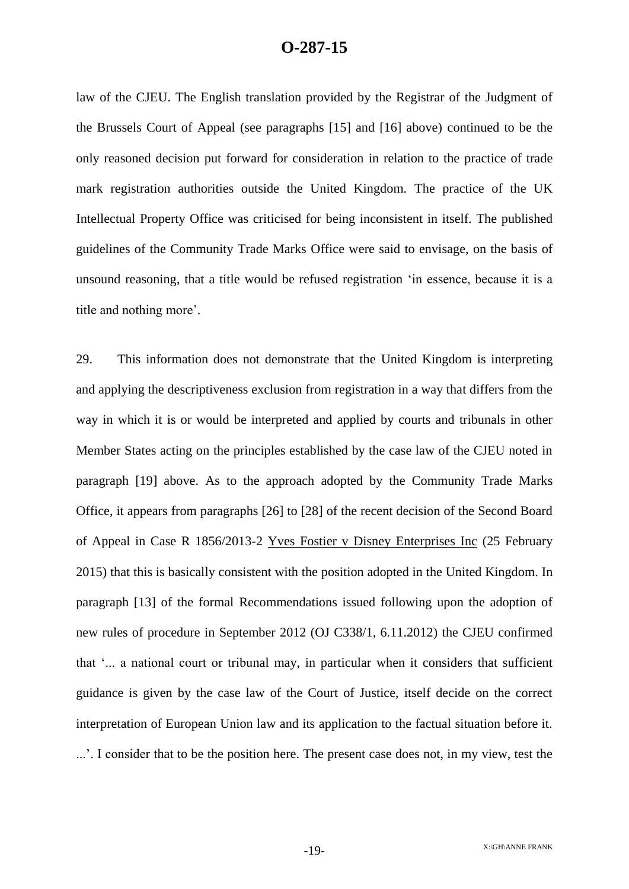law of the CJEU. The English translation provided by the Registrar of the Judgment of the Brussels Court of Appeal (see paragraphs [15] and [16] above) continued to be the only reasoned decision put forward for consideration in relation to the practice of trade mark registration authorities outside the United Kingdom. The practice of the UK Intellectual Property Office was criticised for being inconsistent in itself. The published guidelines of the Community Trade Marks Office were said to envisage, on the basis of unsound reasoning, that a title would be refused registration 'in essence, because it is a title and nothing more'.

29. This information does not demonstrate that the United Kingdom is interpreting and applying the descriptiveness exclusion from registration in a way that differs from the way in which it is or would be interpreted and applied by courts and tribunals in other Member States acting on the principles established by the case law of the CJEU noted in paragraph [19] above. As to the approach adopted by the Community Trade Marks Office, it appears from paragraphs [26] to [28] of the recent decision of the Second Board of Appeal in Case R 1856/2013-2 Yves Fostier v Disney Enterprises Inc (25 February 2015) that this is basically consistent with the position adopted in the United Kingdom. In paragraph [13] of the formal Recommendations issued following upon the adoption of new rules of procedure in September 2012 (OJ C338/1, 6.11.2012) the CJEU confirmed that '... a national court or tribunal may, in particular when it considers that sufficient guidance is given by the case law of the Court of Justice, itself decide on the correct interpretation of European Union law and its application to the factual situation before it. ...'. I consider that to be the position here. The present case does not, in my view, test the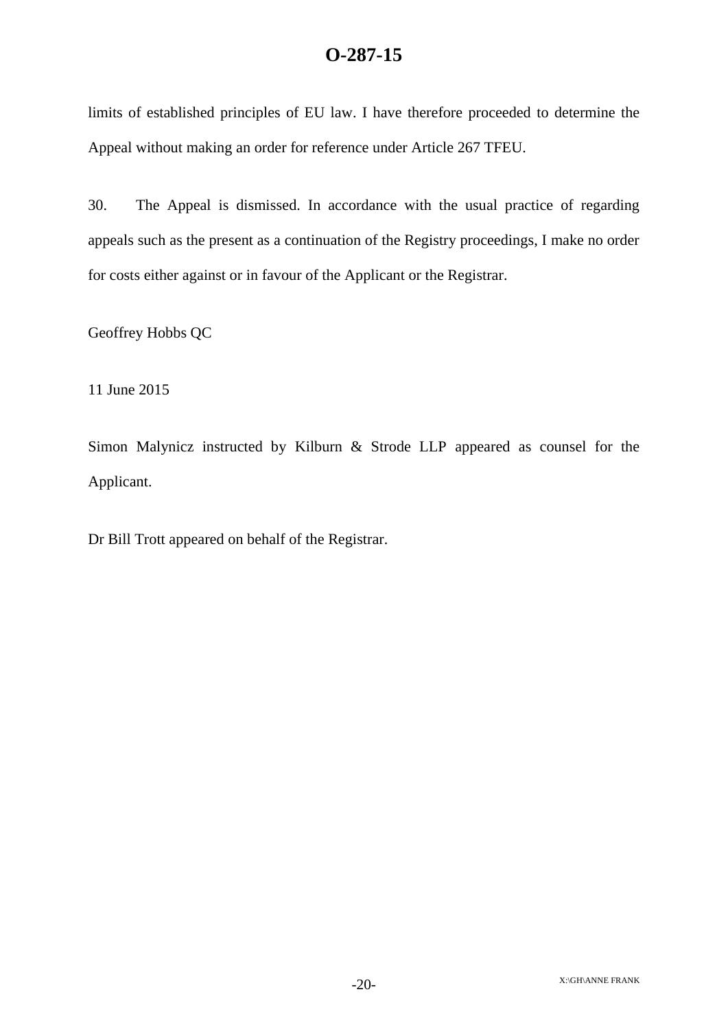limits of established principles of EU law. I have therefore proceeded to determine the Appeal without making an order for reference under Article 267 TFEU.

30. The Appeal is dismissed. In accordance with the usual practice of regarding appeals such as the present as a continuation of the Registry proceedings, I make no order for costs either against or in favour of the Applicant or the Registrar.

Geoffrey Hobbs QC

11 June 2015

Simon Malynicz instructed by Kilburn & Strode LLP appeared as counsel for the Applicant.

Dr Bill Trott appeared on behalf of the Registrar.